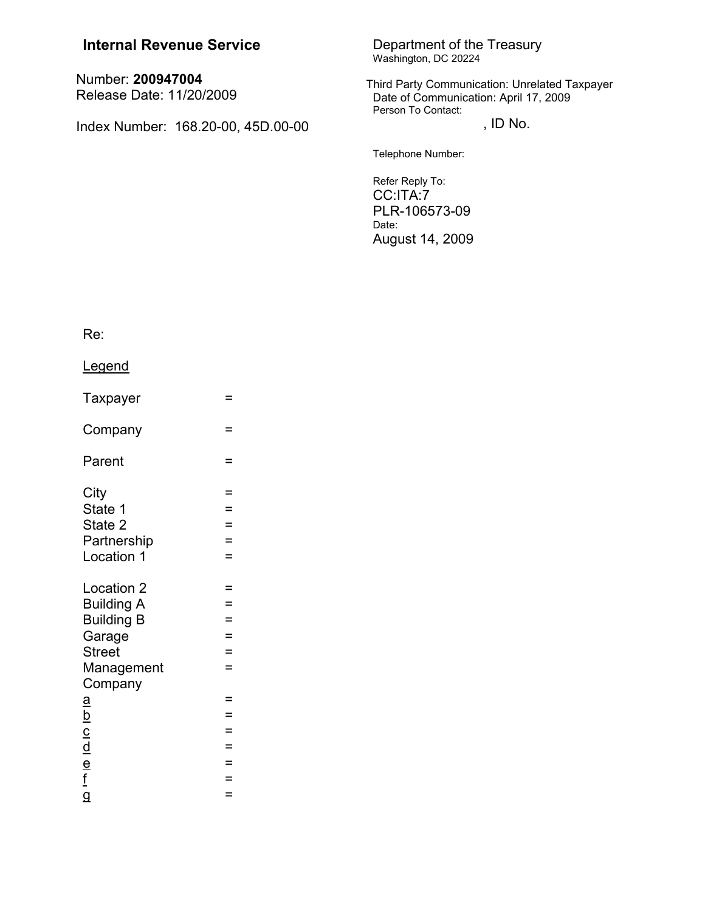**Internal Revenue Service**

Number: **200947004**
Release Date: 11/20/2009

Index Number: 168.20-00, 45D.00-00

Department of the Treasury
Washington, DC 20224

Third Party Communication: Unrelated Taxpayer
Date of Communication: April 17, 2009
Person To Contact:
, ID No.

Telephone Number:

Refer Reply To:
CC:ITA:7
PLR-106573-09
Date:
August 14, 2009

Re:

Legend

Taxpayer =

Company =

Parent =

City =
State 1 =
State 2 =
Partnership =
Location 1 =

Location 2 =
Building A =
Building B =
Garage =
Street =
Management Company =
a =
b =
c =
d =
e =
f =
g =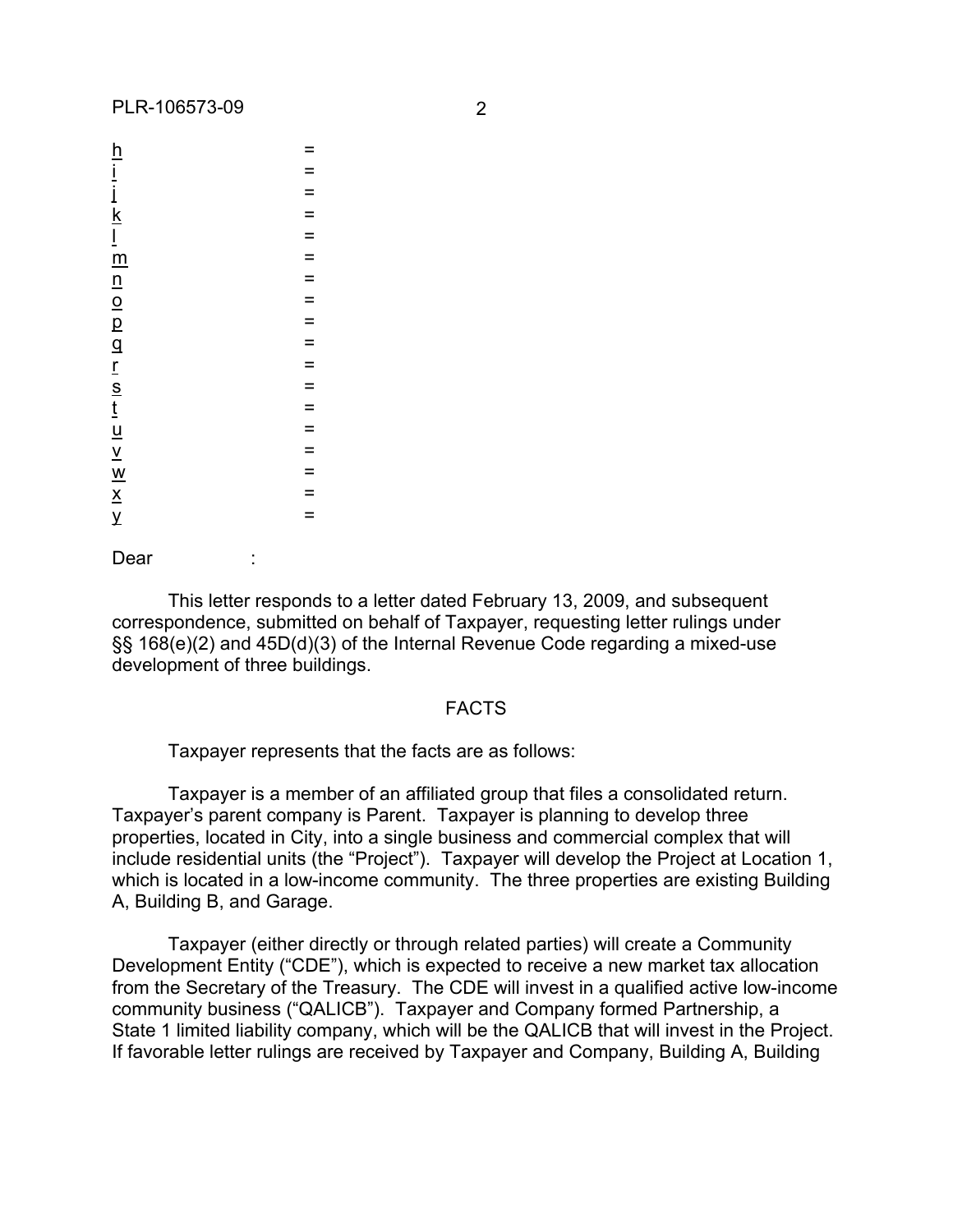h =
i =
j =
k =
l =
m =
n =
o =
p =
q =
r =
s =
t =
u =
v =
w =
x =
y =

Dear :

This letter responds to a letter dated February 13, 2009, and subsequent correspondence, submitted on behalf of Taxpayer, requesting letter rulings under §§ 168(e)(2) and 45D(d)(3) of the Internal Revenue Code regarding a mixed-use development of three buildings.

FACTS

Taxpayer represents that the facts are as follows:

Taxpayer is a member of an affiliated group that files a consolidated return. Taxpayer's parent company is Parent. Taxpayer is planning to develop three properties, located in City, into a single business and commercial complex that will include residential units (the "Project"). Taxpayer will develop the Project at Location 1, which is located in a low-income community. The three properties are existing Building A, Building B, and Garage.

Taxpayer (either directly or through related parties) will create a Community Development Entity ("CDE"), which is expected to receive a new market tax allocation from the Secretary of the Treasury. The CDE will invest in a qualified active low-income community business ("QALICB"). Taxpayer and Company formed Partnership, a State 1 limited liability company, which will be the QALICB that will invest in the Project. If favorable letter rulings are received by Taxpayer and Company, Building A, Building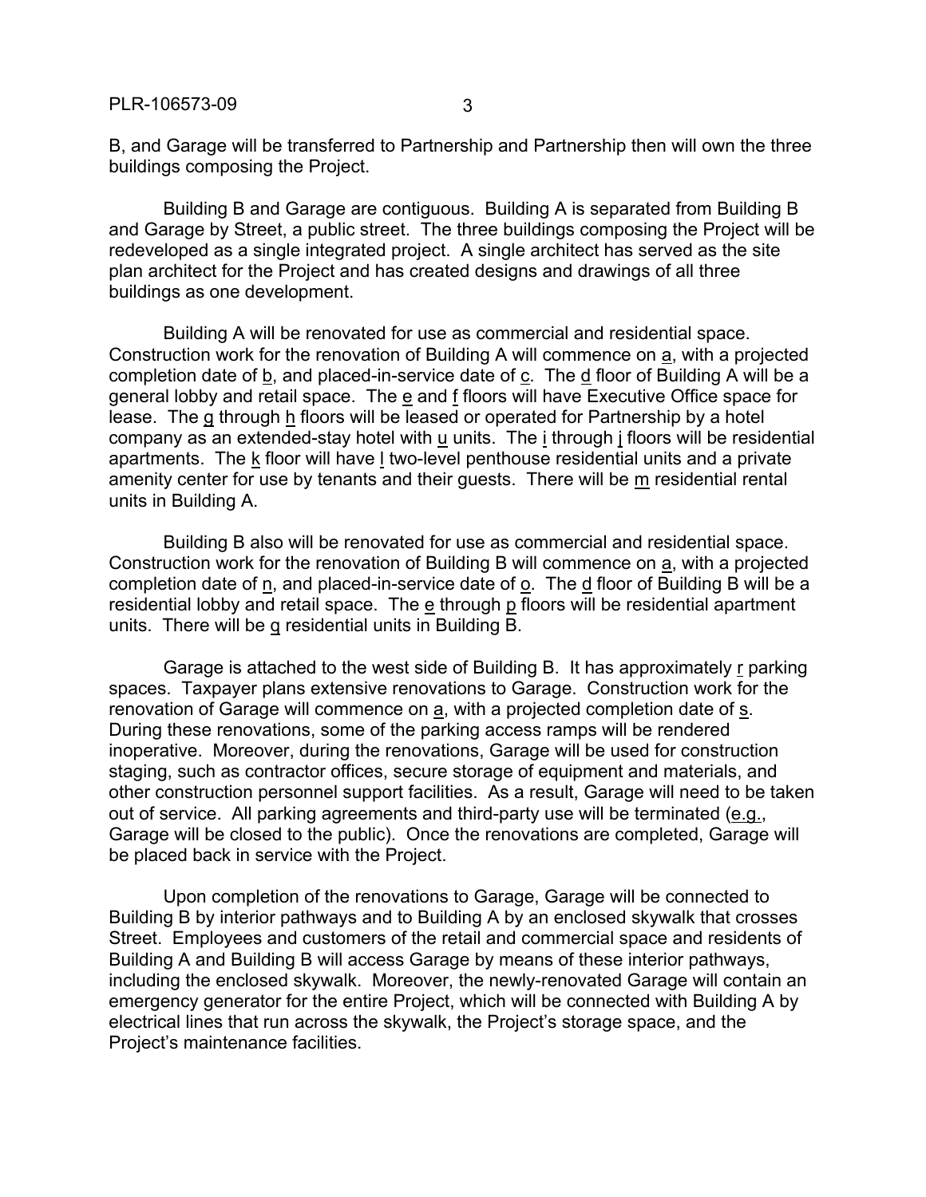B, and Garage will be transferred to Partnership and Partnership then will own the three buildings composing the Project.

Building B and Garage are contiguous. Building A is separated from Building B and Garage by Street, a public street. The three buildings composing the Project will be redeveloped as a single integrated project. A single architect has served as the site plan architect for the Project and has created designs and drawings of all three buildings as one development.

Building A will be renovated for use as commercial and residential space. Construction work for the renovation of Building A will commence on a, with a projected completion date of b, and placed-in-service date of c. The d floor of Building A will be a general lobby and retail space. The e and f floors will have Executive Office space for lease. The g through h floors will be leased or operated for Partnership by a hotel company as an extended-stay hotel with u units. The i through j floors will be residential apartments. The k floor will have l two-level penthouse residential units and a private amenity center for use by tenants and their guests. There will be m residential rental units in Building A.

Building B also will be renovated for use as commercial and residential space. Construction work for the renovation of Building B will commence on a, with a projected completion date of n, and placed-in-service date of o. The d floor of Building B will be a residential lobby and retail space. The e through p floors will be residential apartment units. There will be q residential units in Building B.

Garage is attached to the west side of Building B. It has approximately r parking spaces. Taxpayer plans extensive renovations to Garage. Construction work for the renovation of Garage will commence on a, with a projected completion date of s. During these renovations, some of the parking access ramps will be rendered inoperative. Moreover, during the renovations, Garage will be used for construction staging, such as contractor offices, secure storage of equipment and materials, and other construction personnel support facilities. As a result, Garage will need to be taken out of service. All parking agreements and third-party use will be terminated (e.g., Garage will be closed to the public). Once the renovations are completed, Garage will be placed back in service with the Project.

Upon completion of the renovations to Garage, Garage will be connected to Building B by interior pathways and to Building A by an enclosed skywalk that crosses Street. Employees and customers of the retail and commercial space and residents of Building A and Building B will access Garage by means of these interior pathways, including the enclosed skywalk. Moreover, the newly-renovated Garage will contain an emergency generator for the entire Project, which will be connected with Building A by electrical lines that run across the skywalk, the Project's storage space, and the Project's maintenance facilities.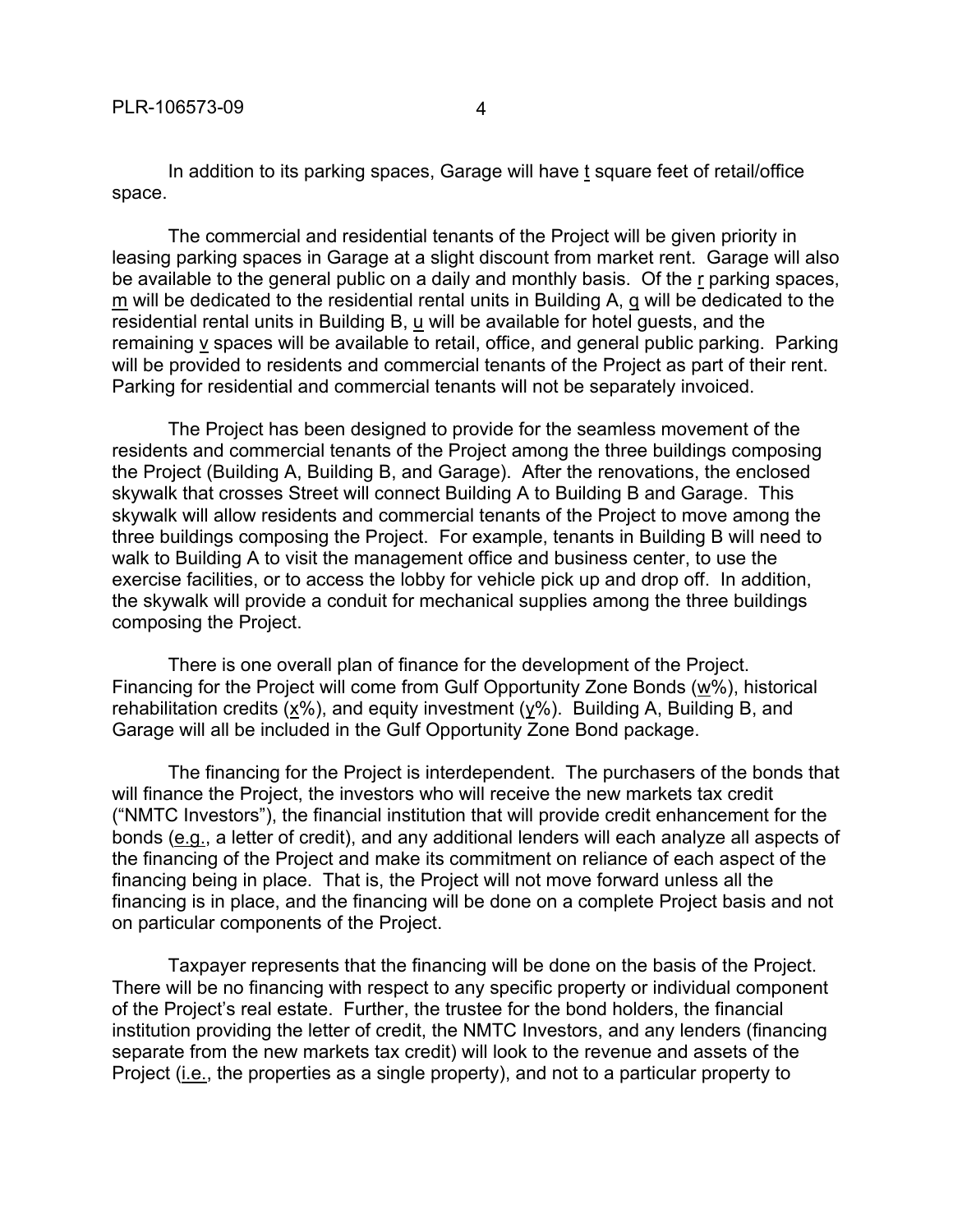In addition to its parking spaces, Garage will have t square feet of retail/office space.

The commercial and residential tenants of the Project will be given priority in leasing parking spaces in Garage at a slight discount from market rent. Garage will also be available to the general public on a daily and monthly basis. Of the r parking spaces, m will be dedicated to the residential rental units in Building A, q will be dedicated to the residential rental units in Building B, u will be available for hotel guests, and the remaining v spaces will be available to retail, office, and general public parking. Parking will be provided to residents and commercial tenants of the Project as part of their rent. Parking for residential and commercial tenants will not be separately invoiced.

The Project has been designed to provide for the seamless movement of the residents and commercial tenants of the Project among the three buildings composing the Project (Building A, Building B, and Garage). After the renovations, the enclosed skywalk that crosses Street will connect Building A to Building B and Garage. This skywalk will allow residents and commercial tenants of the Project to move among the three buildings composing the Project. For example, tenants in Building B will need to walk to Building A to visit the management office and business center, to use the exercise facilities, or to access the lobby for vehicle pick up and drop off. In addition, the skywalk will provide a conduit for mechanical supplies among the three buildings composing the Project.

There is one overall plan of finance for the development of the Project. Financing for the Project will come from Gulf Opportunity Zone Bonds (w%), historical rehabilitation credits (x%), and equity investment (y%). Building A, Building B, and Garage will all be included in the Gulf Opportunity Zone Bond package.

The financing for the Project is interdependent. The purchasers of the bonds that will finance the Project, the investors who will receive the new markets tax credit ("NMTC Investors"), the financial institution that will provide credit enhancement for the bonds (e.g., a letter of credit), and any additional lenders will each analyze all aspects of the financing of the Project and make its commitment on reliance of each aspect of the financing being in place. That is, the Project will not move forward unless all the financing is in place, and the financing will be done on a complete Project basis and not on particular components of the Project.

Taxpayer represents that the financing will be done on the basis of the Project. There will be no financing with respect to any specific property or individual component of the Project's real estate. Further, the trustee for the bond holders, the financial institution providing the letter of credit, the NMTC Investors, and any lenders (financing separate from the new markets tax credit) will look to the revenue and assets of the Project (i.e., the properties as a single property), and not to a particular property to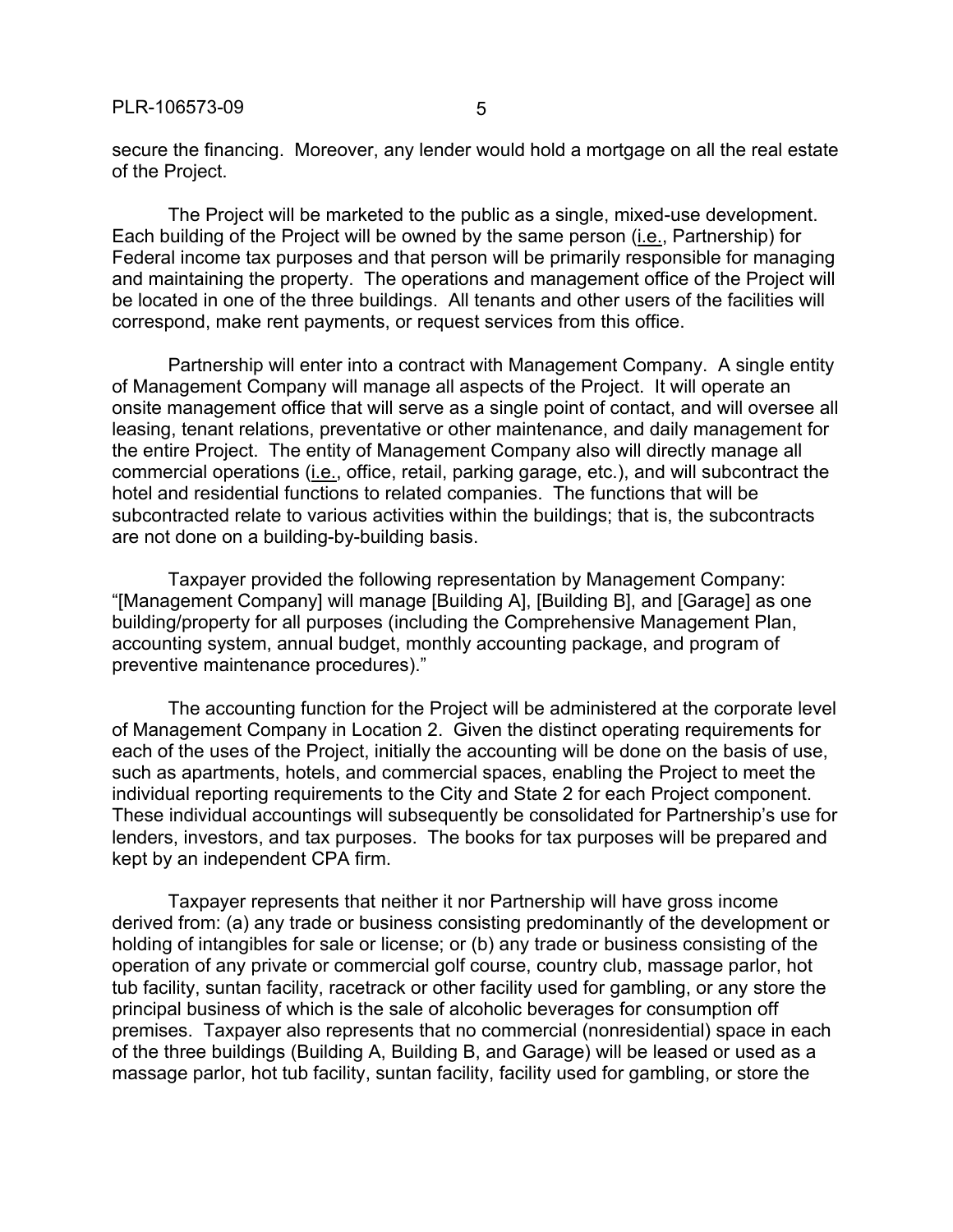secure the financing. Moreover, any lender would hold a mortgage on all the real estate of the Project.

The Project will be marketed to the public as a single, mixed-use development. Each building of the Project will be owned by the same person (i.e., Partnership) for Federal income tax purposes and that person will be primarily responsible for managing and maintaining the property. The operations and management office of the Project will be located in one of the three buildings. All tenants and other users of the facilities will correspond, make rent payments, or request services from this office.

Partnership will enter into a contract with Management Company. A single entity of Management Company will manage all aspects of the Project. It will operate an onsite management office that will serve as a single point of contact, and will oversee all leasing, tenant relations, preventative or other maintenance, and daily management for the entire Project. The entity of Management Company also will directly manage all commercial operations (i.e., office, retail, parking garage, etc.), and will subcontract the hotel and residential functions to related companies. The functions that will be subcontracted relate to various activities within the buildings; that is, the subcontracts are not done on a building-by-building basis.

Taxpayer provided the following representation by Management Company: "[Management Company] will manage [Building A], [Building B], and [Garage] as one building/property for all purposes (including the Comprehensive Management Plan, accounting system, annual budget, monthly accounting package, and program of preventive maintenance procedures)."

The accounting function for the Project will be administered at the corporate level of Management Company in Location 2. Given the distinct operating requirements for each of the uses of the Project, initially the accounting will be done on the basis of use, such as apartments, hotels, and commercial spaces, enabling the Project to meet the individual reporting requirements to the City and State 2 for each Project component. These individual accountings will subsequently be consolidated for Partnership's use for lenders, investors, and tax purposes. The books for tax purposes will be prepared and kept by an independent CPA firm.

Taxpayer represents that neither it nor Partnership will have gross income derived from: (a) any trade or business consisting predominantly of the development or holding of intangibles for sale or license; or (b) any trade or business consisting of the operation of any private or commercial golf course, country club, massage parlor, hot tub facility, suntan facility, racetrack or other facility used for gambling, or any store the principal business of which is the sale of alcoholic beverages for consumption off premises. Taxpayer also represents that no commercial (nonresidential) space in each of the three buildings (Building A, Building B, and Garage) will be leased or used as a massage parlor, hot tub facility, suntan facility, facility used for gambling, or store the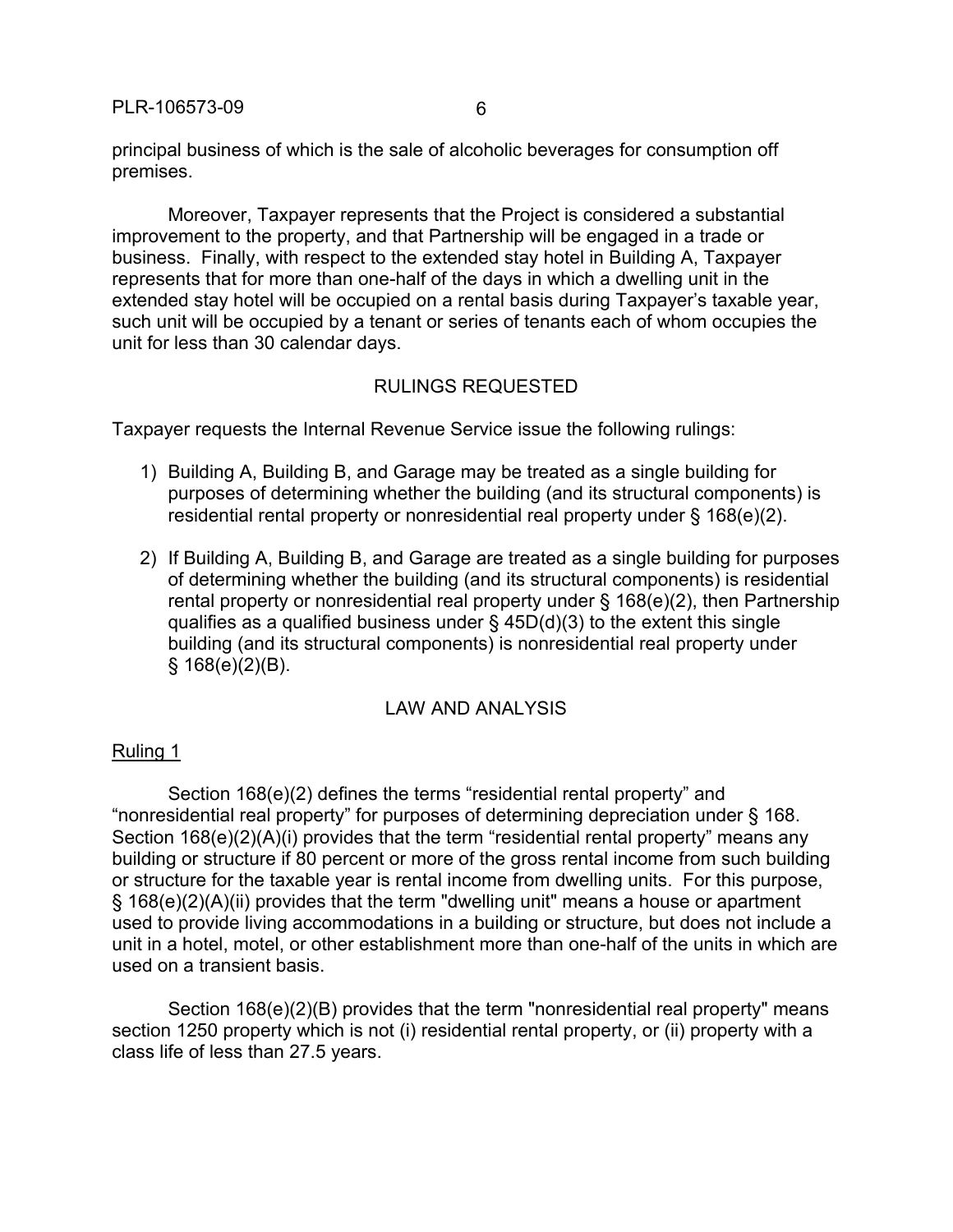principal business of which is the sale of alcoholic beverages for consumption off premises.

Moreover, Taxpayer represents that the Project is considered a substantial improvement to the property, and that Partnership will be engaged in a trade or business. Finally, with respect to the extended stay hotel in Building A, Taxpayer represents that for more than one-half of the days in which a dwelling unit in the extended stay hotel will be occupied on a rental basis during Taxpayer's taxable year, such unit will be occupied by a tenant or series of tenants each of whom occupies the unit for less than 30 calendar days.

## RULINGS REQUESTED

Taxpayer requests the Internal Revenue Service issue the following rulings:

1) Building A, Building B, and Garage may be treated as a single building for purposes of determining whether the building (and its structural components) is residential rental property or nonresidential real property under § 168(e)(2).

2) If Building A, Building B, and Garage are treated as a single building for purposes of determining whether the building (and its structural components) is residential rental property or nonresidential real property under § 168(e)(2), then Partnership qualifies as a qualified business under § 45D(d)(3) to the extent this single building (and its structural components) is nonresidential real property under § 168(e)(2)(B).

## LAW AND ANALYSIS

### Ruling 1

Section 168(e)(2) defines the terms "residential rental property" and "nonresidential real property" for purposes of determining depreciation under § 168. Section 168(e)(2)(A)(i) provides that the term "residential rental property" means any building or structure if 80 percent or more of the gross rental income from such building or structure for the taxable year is rental income from dwelling units. For this purpose, § 168(e)(2)(A)(ii) provides that the term "dwelling unit" means a house or apartment used to provide living accommodations in a building or structure, but does not include a unit in a hotel, motel, or other establishment more than one-half of the units in which are used on a transient basis.

Section 168(e)(2)(B) provides that the term "nonresidential real property" means section 1250 property which is not (i) residential rental property, or (ii) property with a class life of less than 27.5 years.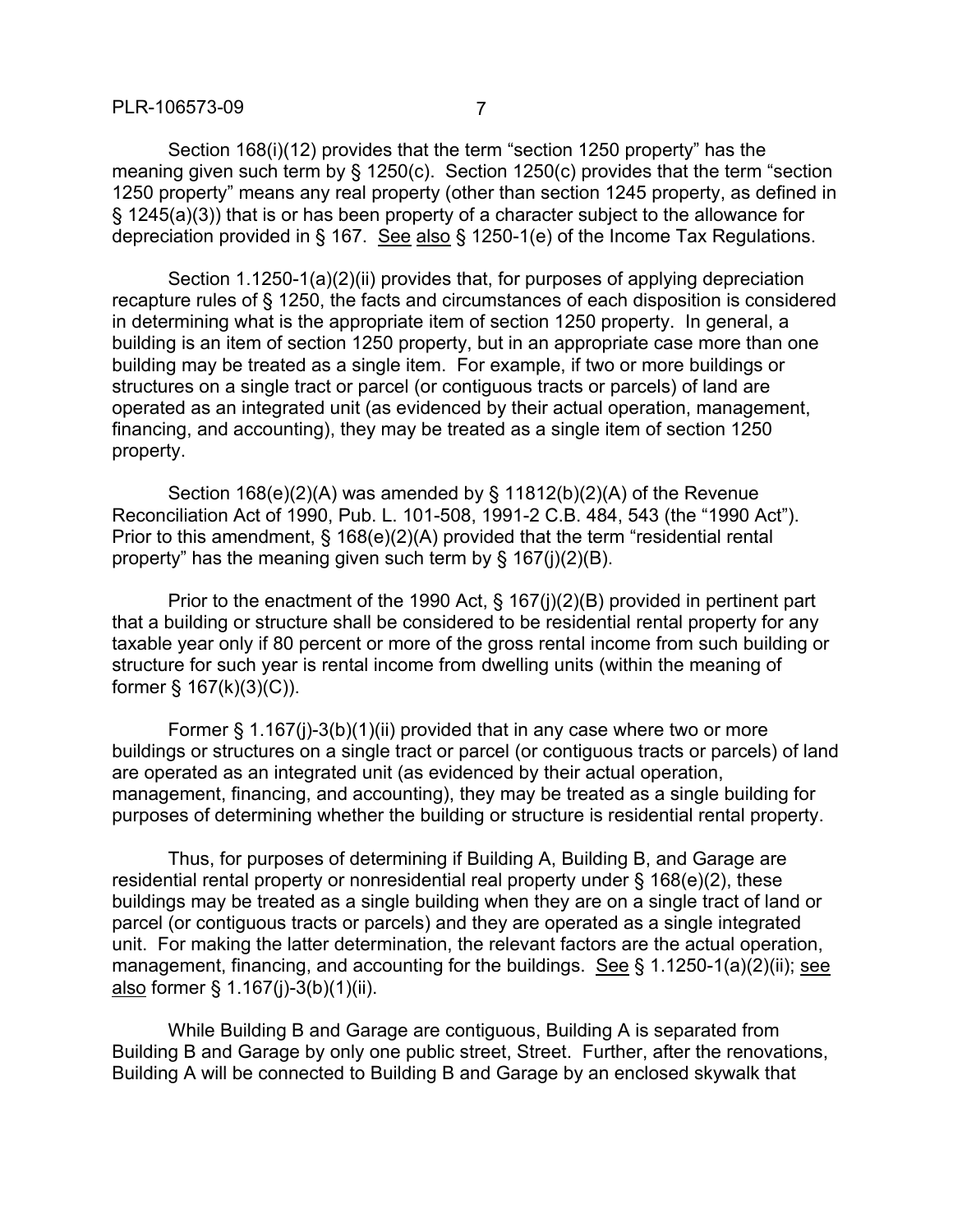Section 168(i)(12) provides that the term "section 1250 property" has the meaning given such term by § 1250(c). Section 1250(c) provides that the term "section 1250 property" means any real property (other than section 1245 property, as defined in § 1245(a)(3)) that is or has been property of a character subject to the allowance for depreciation provided in § 167. See also § 1250-1(e) of the Income Tax Regulations.

Section 1.1250-1(a)(2)(ii) provides that, for purposes of applying depreciation recapture rules of § 1250, the facts and circumstances of each disposition is considered in determining what is the appropriate item of section 1250 property. In general, a building is an item of section 1250 property, but in an appropriate case more than one building may be treated as a single item. For example, if two or more buildings or structures on a single tract or parcel (or contiguous tracts or parcels) of land are operated as an integrated unit (as evidenced by their actual operation, management, financing, and accounting), they may be treated as a single item of section 1250 property.

Section 168(e)(2)(A) was amended by § 11812(b)(2)(A) of the Revenue Reconciliation Act of 1990, Pub. L. 101-508, 1991-2 C.B. 484, 543 (the "1990 Act"). Prior to this amendment, § 168(e)(2)(A) provided that the term "residential rental property" has the meaning given such term by § 167(j)(2)(B).

Prior to the enactment of the 1990 Act, § 167(j)(2)(B) provided in pertinent part that a building or structure shall be considered to be residential rental property for any taxable year only if 80 percent or more of the gross rental income from such building or structure for such year is rental income from dwelling units (within the meaning of former § 167(k)(3)(C)).

Former § 1.167(j)-3(b)(1)(ii) provided that in any case where two or more buildings or structures on a single tract or parcel (or contiguous tracts or parcels) of land are operated as an integrated unit (as evidenced by their actual operation, management, financing, and accounting), they may be treated as a single building for purposes of determining whether the building or structure is residential rental property.

Thus, for purposes of determining if Building A, Building B, and Garage are residential rental property or nonresidential real property under § 168(e)(2), these buildings may be treated as a single building when they are on a single tract of land or parcel (or contiguous tracts or parcels) and they are operated as a single integrated unit. For making the latter determination, the relevant factors are the actual operation, management, financing, and accounting for the buildings. See § 1.1250-1(a)(2)(ii); see also former § 1.167(j)-3(b)(1)(ii).

While Building B and Garage are contiguous, Building A is separated from Building B and Garage by only one public street, Street. Further, after the renovations, Building A will be connected to Building B and Garage by an enclosed skywalk that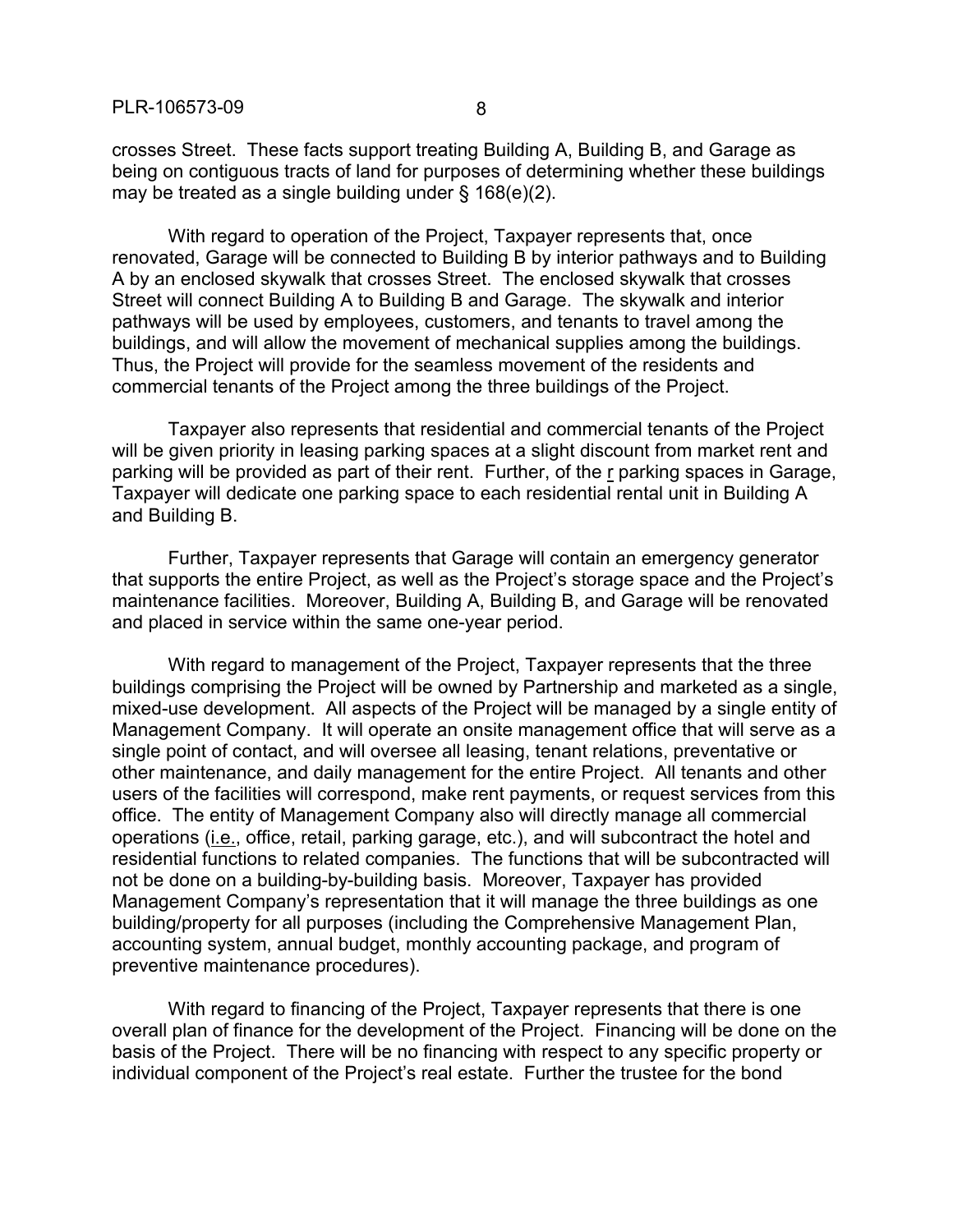crosses Street. These facts support treating Building A, Building B, and Garage as being on contiguous tracts of land for purposes of determining whether these buildings may be treated as a single building under § 168(e)(2).

With regard to operation of the Project, Taxpayer represents that, once renovated, Garage will be connected to Building B by interior pathways and to Building A by an enclosed skywalk that crosses Street. The enclosed skywalk that crosses Street will connect Building A to Building B and Garage. The skywalk and interior pathways will be used by employees, customers, and tenants to travel among the buildings, and will allow the movement of mechanical supplies among the buildings. Thus, the Project will provide for the seamless movement of the residents and commercial tenants of the Project among the three buildings of the Project.

Taxpayer also represents that residential and commercial tenants of the Project will be given priority in leasing parking spaces at a slight discount from market rent and parking will be provided as part of their rent. Further, of the r parking spaces in Garage, Taxpayer will dedicate one parking space to each residential rental unit in Building A and Building B.

Further, Taxpayer represents that Garage will contain an emergency generator that supports the entire Project, as well as the Project's storage space and the Project's maintenance facilities. Moreover, Building A, Building B, and Garage will be renovated and placed in service within the same one-year period.

With regard to management of the Project, Taxpayer represents that the three buildings comprising the Project will be owned by Partnership and marketed as a single, mixed-use development. All aspects of the Project will be managed by a single entity of Management Company. It will operate an onsite management office that will serve as a single point of contact, and will oversee all leasing, tenant relations, preventative or other maintenance, and daily management for the entire Project. All tenants and other users of the facilities will correspond, make rent payments, or request services from this office. The entity of Management Company also will directly manage all commercial operations (i.e., office, retail, parking garage, etc.), and will subcontract the hotel and residential functions to related companies. The functions that will be subcontracted will not be done on a building-by-building basis. Moreover, Taxpayer has provided Management Company's representation that it will manage the three buildings as one building/property for all purposes (including the Comprehensive Management Plan, accounting system, annual budget, monthly accounting package, and program of preventive maintenance procedures).

With regard to financing of the Project, Taxpayer represents that there is one overall plan of finance for the development of the Project. Financing will be done on the basis of the Project. There will be no financing with respect to any specific property or individual component of the Project's real estate. Further the trustee for the bond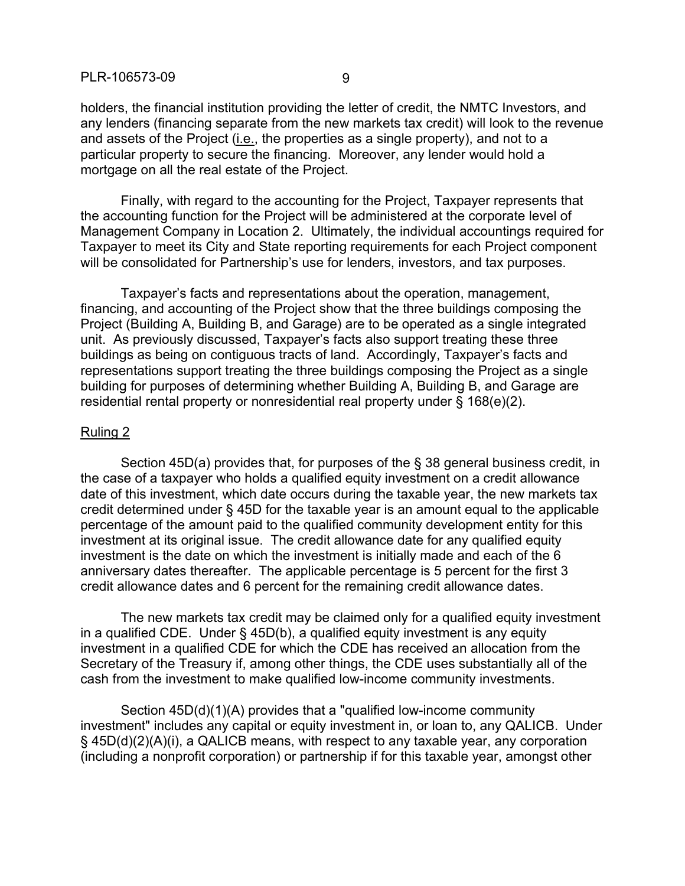holders, the financial institution providing the letter of credit, the NMTC Investors, and any lenders (financing separate from the new markets tax credit) will look to the revenue and assets of the Project (i.e., the properties as a single property), and not to a particular property to secure the financing. Moreover, any lender would hold a mortgage on all the real estate of the Project.

Finally, with regard to the accounting for the Project, Taxpayer represents that the accounting function for the Project will be administered at the corporate level of Management Company in Location 2. Ultimately, the individual accountings required for Taxpayer to meet its City and State reporting requirements for each Project component will be consolidated for Partnership's use for lenders, investors, and tax purposes.

Taxpayer's facts and representations about the operation, management, financing, and accounting of the Project show that the three buildings composing the Project (Building A, Building B, and Garage) are to be operated as a single integrated unit. As previously discussed, Taxpayer's facts also support treating these three buildings as being on contiguous tracts of land. Accordingly, Taxpayer's facts and representations support treating the three buildings composing the Project as a single building for purposes of determining whether Building A, Building B, and Garage are residential rental property or nonresidential real property under § 168(e)(2).

Ruling 2

Section 45D(a) provides that, for purposes of the § 38 general business credit, in the case of a taxpayer who holds a qualified equity investment on a credit allowance date of this investment, which date occurs during the taxable year, the new markets tax credit determined under § 45D for the taxable year is an amount equal to the applicable percentage of the amount paid to the qualified community development entity for this investment at its original issue. The credit allowance date for any qualified equity investment is the date on which the investment is initially made and each of the 6 anniversary dates thereafter. The applicable percentage is 5 percent for the first 3 credit allowance dates and 6 percent for the remaining credit allowance dates.

The new markets tax credit may be claimed only for a qualified equity investment in a qualified CDE. Under § 45D(b), a qualified equity investment is any equity investment in a qualified CDE for which the CDE has received an allocation from the Secretary of the Treasury if, among other things, the CDE uses substantially all of the cash from the investment to make qualified low-income community investments.

Section 45D(d)(1)(A) provides that a "qualified low-income community investment" includes any capital or equity investment in, or loan to, any QALICB. Under § 45D(d)(2)(A)(i), a QALICB means, with respect to any taxable year, any corporation (including a nonprofit corporation) or partnership if for this taxable year, amongst other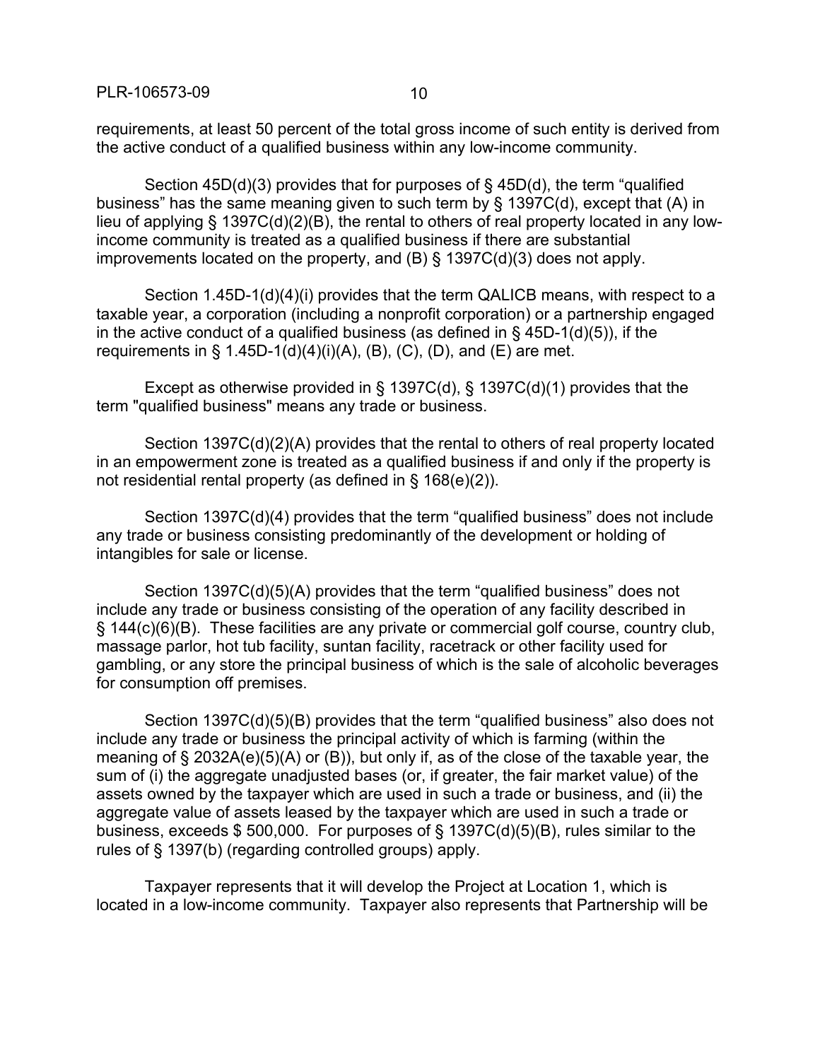requirements, at least 50 percent of the total gross income of such entity is derived from the active conduct of a qualified business within any low-income community.

Section 45D(d)(3) provides that for purposes of § 45D(d), the term "qualified business" has the same meaning given to such term by § 1397C(d), except that (A) in lieu of applying § 1397C(d)(2)(B), the rental to others of real property located in any low-income community is treated as a qualified business if there are substantial improvements located on the property, and (B) § 1397C(d)(3) does not apply.

Section 1.45D-1(d)(4)(i) provides that the term QALICB means, with respect to a taxable year, a corporation (including a nonprofit corporation) or a partnership engaged in the active conduct of a qualified business (as defined in § 45D-1(d)(5)), if the requirements in § 1.45D-1(d)(4)(i)(A), (B), (C), (D), and (E) are met.

Except as otherwise provided in § 1397C(d), § 1397C(d)(1) provides that the term "qualified business" means any trade or business.

Section 1397C(d)(2)(A) provides that the rental to others of real property located in an empowerment zone is treated as a qualified business if and only if the property is not residential rental property (as defined in § 168(e)(2)).

Section 1397C(d)(4) provides that the term "qualified business" does not include any trade or business consisting predominantly of the development or holding of intangibles for sale or license.

Section 1397C(d)(5)(A) provides that the term "qualified business" does not include any trade or business consisting of the operation of any facility described in § 144(c)(6)(B). These facilities are any private or commercial golf course, country club, massage parlor, hot tub facility, suntan facility, racetrack or other facility used for gambling, or any store the principal business of which is the sale of alcoholic beverages for consumption off premises.

Section 1397C(d)(5)(B) provides that the term "qualified business" also does not include any trade or business the principal activity of which is farming (within the meaning of § 2032A(e)(5)(A) or (B)), but only if, as of the close of the taxable year, the sum of (i) the aggregate unadjusted bases (or, if greater, the fair market value) of the assets owned by the taxpayer which are used in such a trade or business, and (ii) the aggregate value of assets leased by the taxpayer which are used in such a trade or business, exceeds $ 500,000. For purposes of § 1397C(d)(5)(B), rules similar to the rules of § 1397(b) (regarding controlled groups) apply.

Taxpayer represents that it will develop the Project at Location 1, which is located in a low-income community. Taxpayer also represents that Partnership will be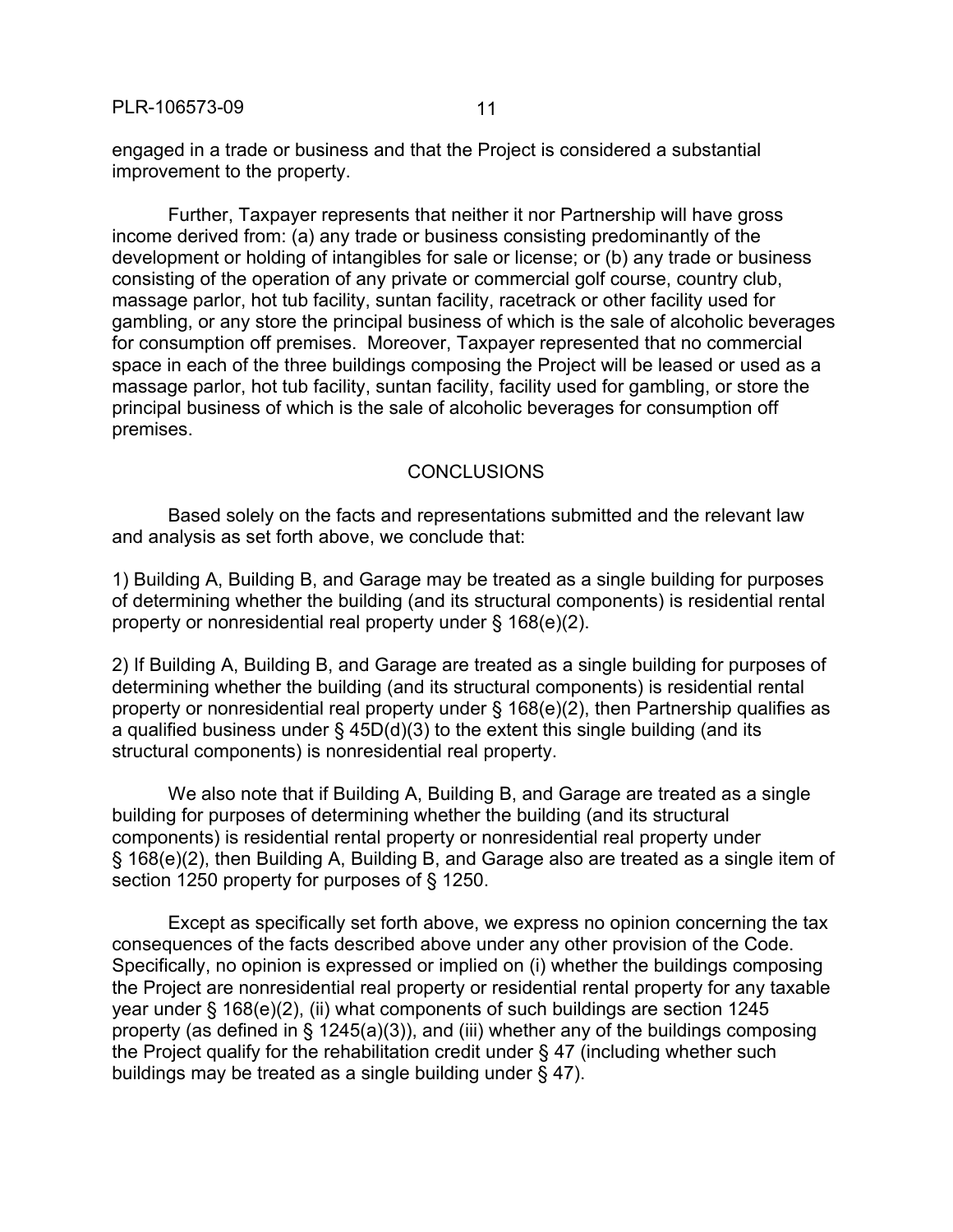engaged in a trade or business and that the Project is considered a substantial improvement to the property.

Further, Taxpayer represents that neither it nor Partnership will have gross income derived from: (a) any trade or business consisting predominantly of the development or holding of intangibles for sale or license; or (b) any trade or business consisting of the operation of any private or commercial golf course, country club, massage parlor, hot tub facility, suntan facility, racetrack or other facility used for gambling, or any store the principal business of which is the sale of alcoholic beverages for consumption off premises. Moreover, Taxpayer represented that no commercial space in each of the three buildings composing the Project will be leased or used as a massage parlor, hot tub facility, suntan facility, facility used for gambling, or store the principal business of which is the sale of alcoholic beverages for consumption off premises.

## CONCLUSIONS

Based solely on the facts and representations submitted and the relevant law and analysis as set forth above, we conclude that:

1) Building A, Building B, and Garage may be treated as a single building for purposes of determining whether the building (and its structural components) is residential rental property or nonresidential real property under § 168(e)(2).

2) If Building A, Building B, and Garage are treated as a single building for purposes of determining whether the building (and its structural components) is residential rental property or nonresidential real property under § 168(e)(2), then Partnership qualifies as a qualified business under § 45D(d)(3) to the extent this single building (and its structural components) is nonresidential real property.

We also note that if Building A, Building B, and Garage are treated as a single building for purposes of determining whether the building (and its structural components) is residential rental property or nonresidential real property under § 168(e)(2), then Building A, Building B, and Garage also are treated as a single item of section 1250 property for purposes of § 1250.

Except as specifically set forth above, we express no opinion concerning the tax consequences of the facts described above under any other provision of the Code. Specifically, no opinion is expressed or implied on (i) whether the buildings composing the Project are nonresidential real property or residential rental property for any taxable year under § 168(e)(2), (ii) what components of such buildings are section 1245 property (as defined in § 1245(a)(3)), and (iii) whether any of the buildings composing the Project qualify for the rehabilitation credit under § 47 (including whether such buildings may be treated as a single building under § 47).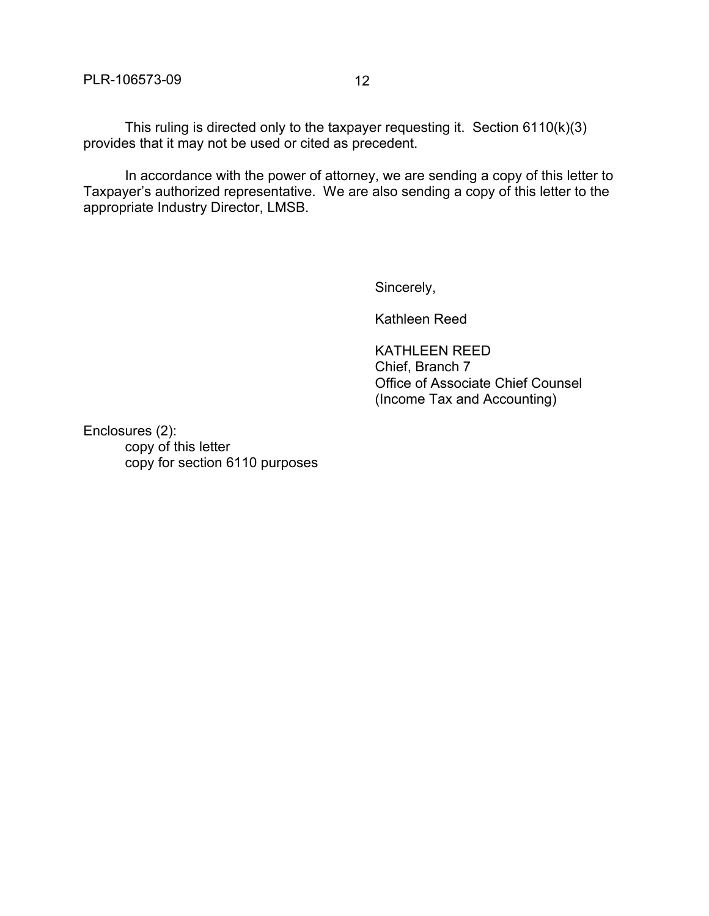This ruling is directed only to the taxpayer requesting it. Section 6110(k)(3) provides that it may not be used or cited as precedent.

In accordance with the power of attorney, we are sending a copy of this letter to Taxpayer's authorized representative. We are also sending a copy of this letter to the appropriate Industry Director, LMSB.

Sincerely,

Kathleen Reed

KATHLEEN REED  
Chief, Branch 7  
Office of Associate Chief Counsel  
(Income Tax and Accounting)

Enclosures (2):  
copy of this letter  
copy for section 6110 purposes